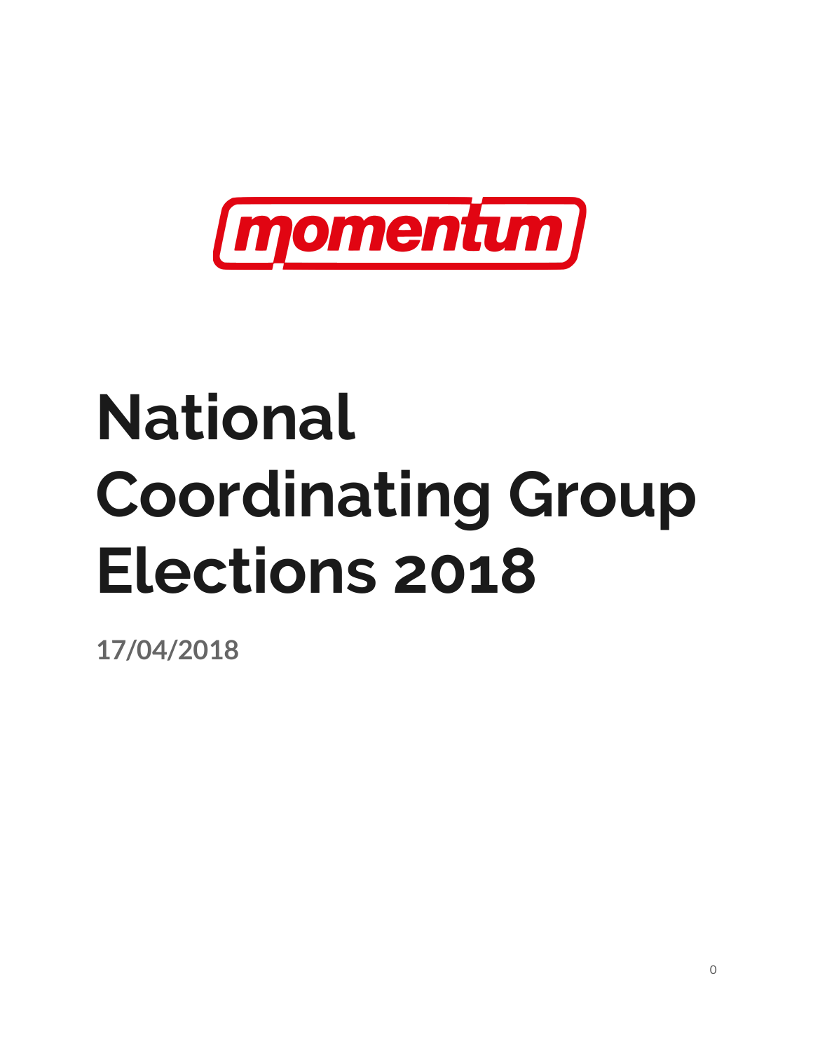momentum

# National Coordinating Group Elections 2018

**17/04/2018**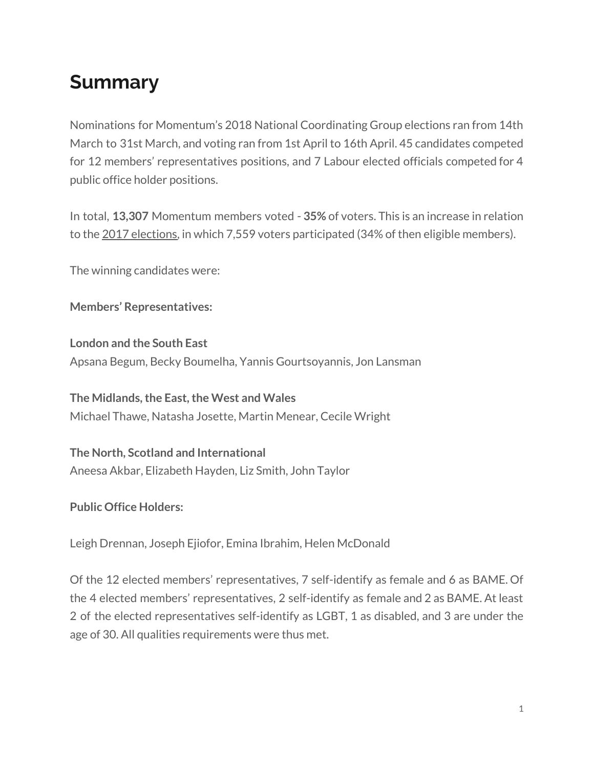# Summary

Nominations for Momentum's 2018 National Coordinating Group elections ran from 14th March to 31st March, and voting ran from 1st April to 16th April. 45 candidates competed for 12 members' representatives positions, and 7 Labour elected officials competed for 4 public office holder positions.

In total, **13,307** Momentum members voted - **35%** of voters. This is an increase in relation to the 2017 elections, in which 7,559 voters participated (34% of then eligible members).

The winning candidates were:

**Members' Representatives:**

**London and the South East**
Apsana Begum, Becky Boumelha, Yannis Gourtsoyannis, Jon Lansman

**The Midlands, the East, the West and Wales**
Michael Thawe, Natasha Josette, Martin Menear, Cecile Wright

**The North, Scotland and International**
Aneesa Akbar, Elizabeth Hayden, Liz Smith, John Taylor

**Public Office Holders:**

Leigh Drennan, Joseph Ejiofor, Emina Ibrahim, Helen McDonald

Of the 12 elected members' representatives, 7 self-identify as female and 6 as BAME. Of the 4 elected members' representatives, 2 self-identify as female and 2 as BAME. At least 2 of the elected representatives self-identify as LGBT, 1 as disabled, and 3 are under the age of 30. All qualities requirements were thus met.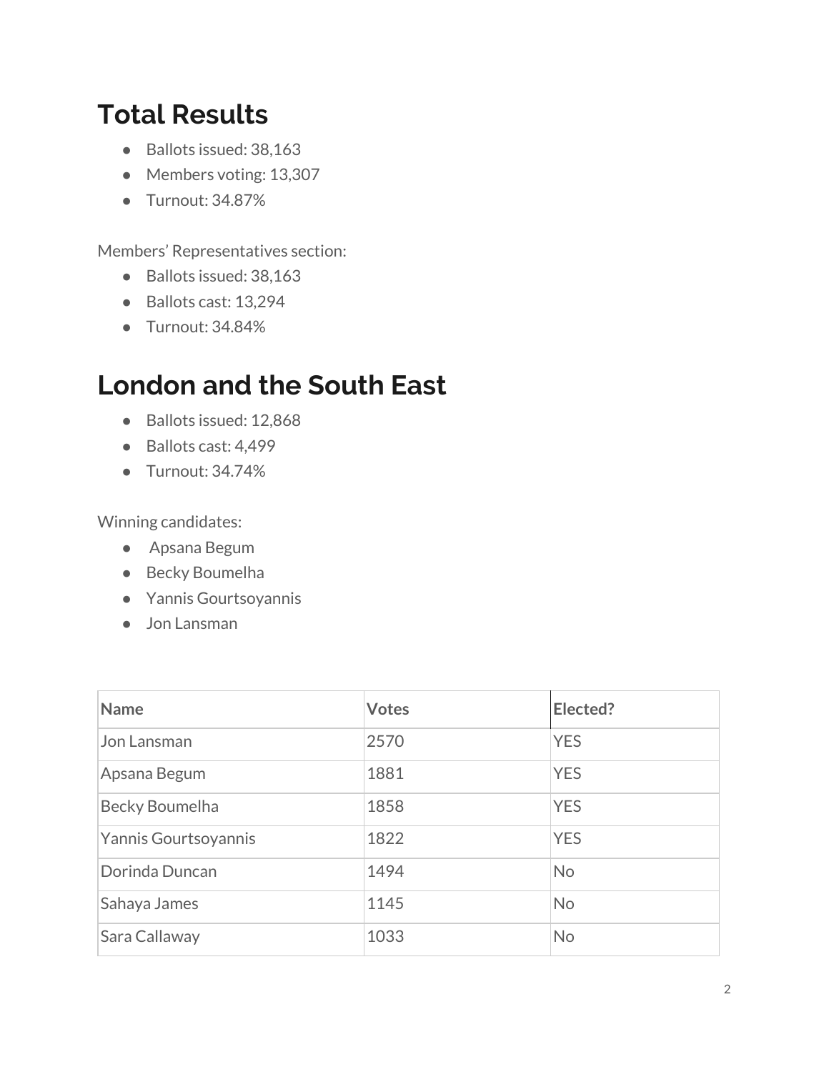# Total Results

- Ballots issued: 38,163
- Members voting: 13,307
- Turnout: 34.87%

Members' Representatives section:

- Ballots issued: 38,163
- Ballots cast: 13,294
- Turnout: 34.84%

# London and the South East

- Ballots issued: 12,868
- Ballots cast: 4,499
- Turnout: 34.74%

Winning candidates:

- Apsana Begum
- Becky Boumelha
- Yannis Gourtsoyannis
- Jon Lansman

| Name | Votes | Elected? |
|---|---|---|
| Jon Lansman | 2570 | YES |
| Apsana Begum | 1881 | YES |
| Becky Boumelha | 1858 | YES |
| Yannis Gourtsoyannis | 1822 | YES |
| Dorinda Duncan | 1494 | No |
| Sahaya James | 1145 | No |
| Sara Callaway | 1033 | No |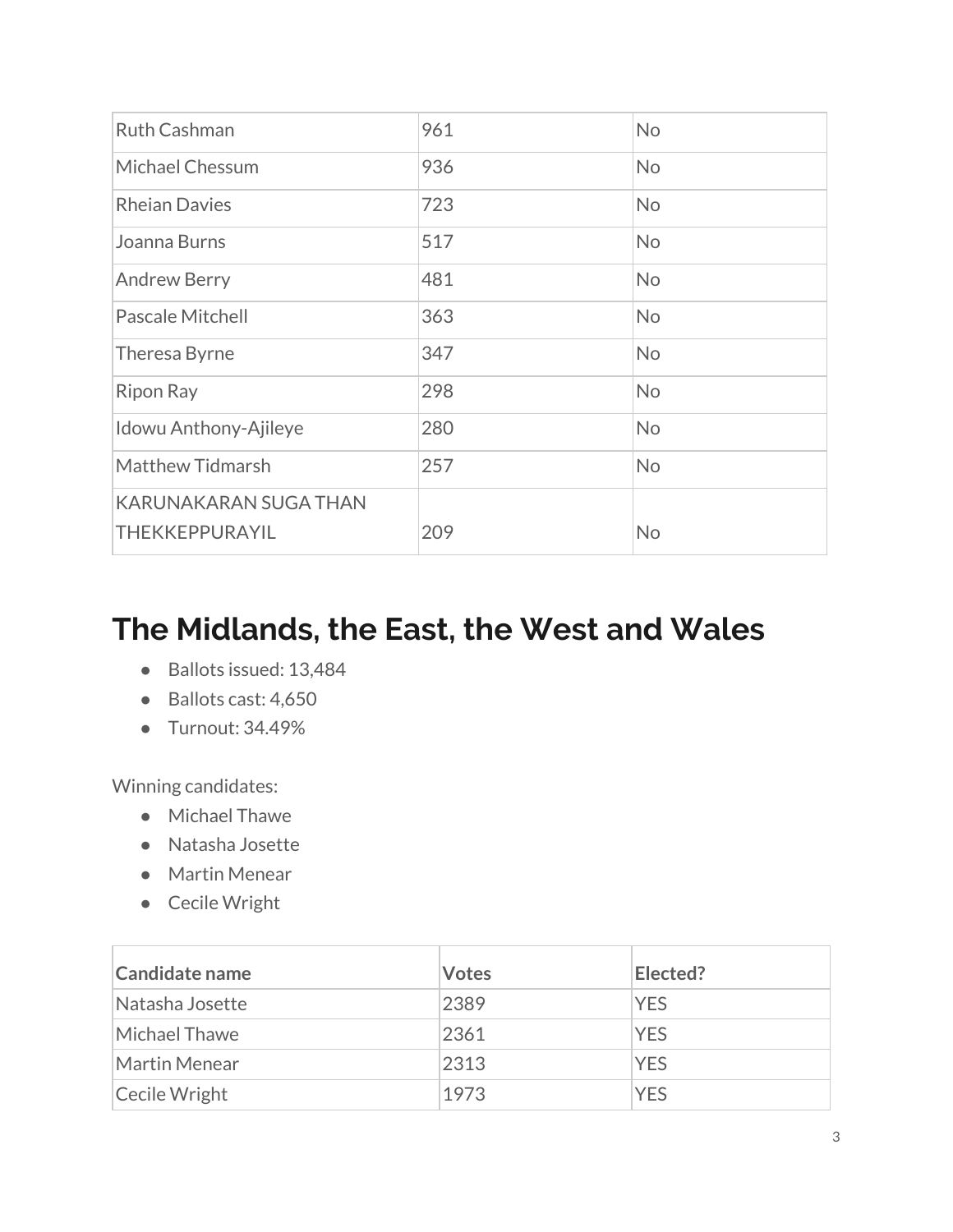| | | |
|---|---|---|
| Ruth Cashman | 961 | No |
| Michael Chessum | 936 | No |
| Rheian Davies | 723 | No |
| Joanna Burns | 517 | No |
| Andrew Berry | 481 | No |
| Pascale Mitchell | 363 | No |
| Theresa Byrne | 347 | No |
| Ripon Ray | 298 | No |
| Idowu Anthony-Ajileye | 280 | No |
| Matthew Tidmarsh | 257 | No |
| KARUNAKARAN SUGA THAN THEKKEPPURAYIL | 209 | No |

# The Midlands, the East, the West and Wales

- Ballots issued: 13,484
- Ballots cast: 4,650
- Turnout: 34.49%

Winning candidates:

- Michael Thawe
- Natasha Josette
- Martin Menear
- Cecile Wright

| Candidate name | Votes | Elected? |
|---|---|---|
| Natasha Josette | 2389 | YES |
| Michael Thawe | 2361 | YES |
| Martin Menear | 2313 | YES |
| Cecile Wright | 1973 | YES |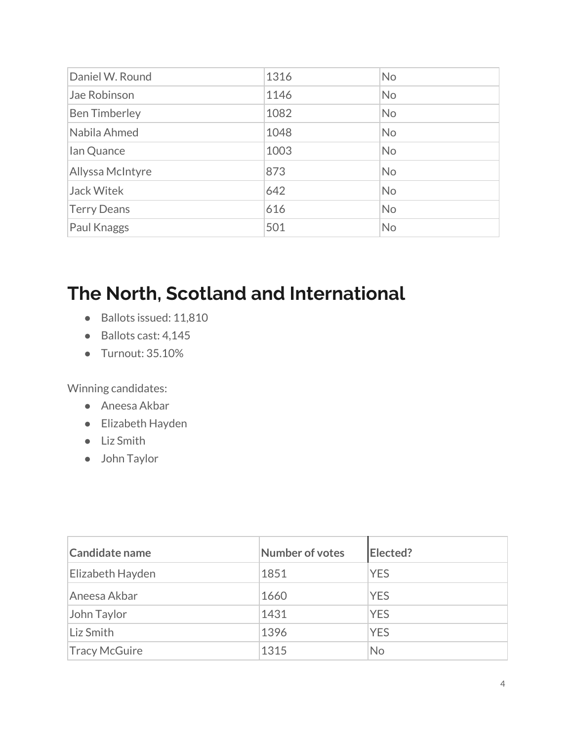| Daniel W. Round | 1316 | No |
|---|---|---|
| Jae Robinson | 1146 | No |
| Ben Timberley | 1082 | No |
| Nabila Ahmed | 1048 | No |
| Ian Quance | 1003 | No |
| Allyssa McIntyre | 873 | No |
| Jack Witek | 642 | No |
| Terry Deans | 616 | No |
| Paul Knaggs | 501 | No |

# The North, Scotland and International

- Ballots issued: 11,810
- Ballots cast: 4,145
- Turnout: 35.10%

Winning candidates:

- Aneesa Akbar
- Elizabeth Hayden
- Liz Smith
- John Taylor

| Candidate name | Number of votes | Elected? |
|---|---|---|
| Elizabeth Hayden | 1851 | YES |
| Aneesa Akbar | 1660 | YES |
| John Taylor | 1431 | YES |
| Liz Smith | 1396 | YES |
| Tracy McGuire | 1315 | No |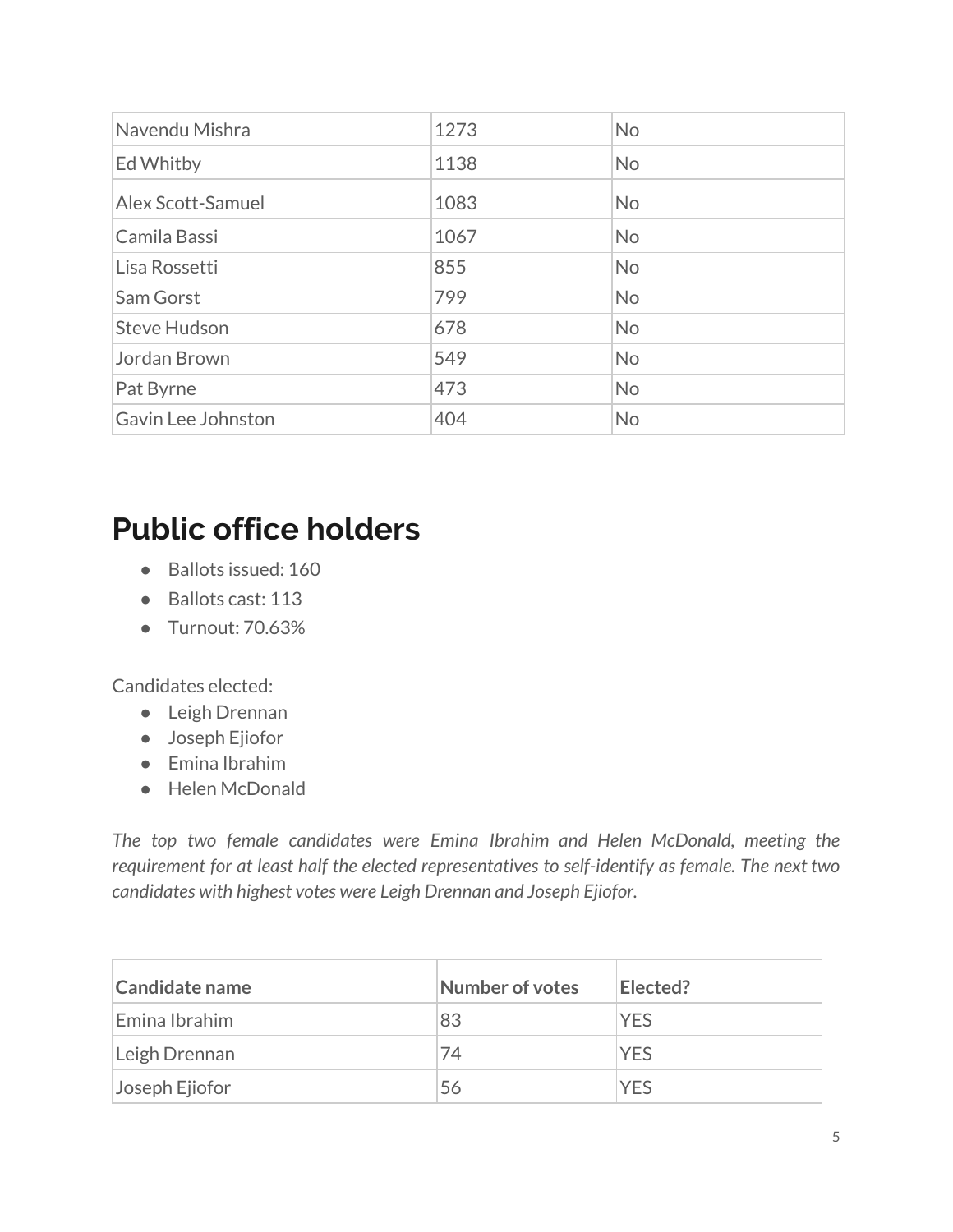| | | |
|---|---|---|
| Navendu Mishra | 1273 | No |
| Ed Whitby | 1138 | No |
| Alex Scott-Samuel | 1083 | No |
| Camila Bassi | 1067 | No |
| Lisa Rossetti | 855 | No |
| Sam Gorst | 799 | No |
| Steve Hudson | 678 | No |
| Jordan Brown | 549 | No |
| Pat Byrne | 473 | No |
| Gavin Lee Johnston | 404 | No |

# Public office holders

- Ballots issued: 160
- Ballots cast: 113
- Turnout: 70.63%

Candidates elected:

- Leigh Drennan
- Joseph Ejiofor
- Emina Ibrahim
- Helen McDonald

*The top two female candidates were Emina Ibrahim and Helen McDonald, meeting the requirement for at least half the elected representatives to self-identify as female. The next two candidates with highest votes were Leigh Drennan and Joseph Ejiofor.*

| Candidate name | Number of votes | Elected? |
|---|---|---|
| Emina Ibrahim | 83 | YES |
| Leigh Drennan | 74 | YES |
| Joseph Ejiofor | 56 | YES |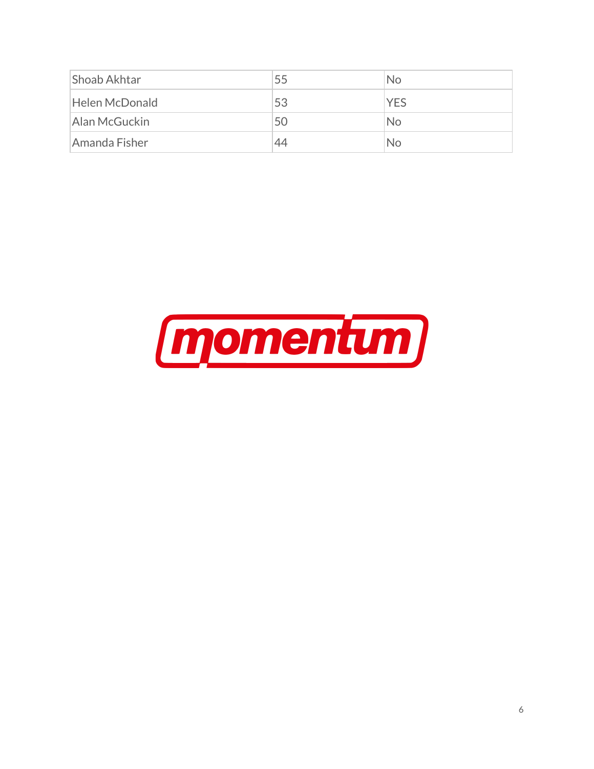| | | |
|---|---|---|
| Shoab Akhtar | 55 | No |
| Helen McDonald | 53 | YES |
| Alan McGuckin | 50 | No |
| Amanda Fisher | 44 | No |

momentum